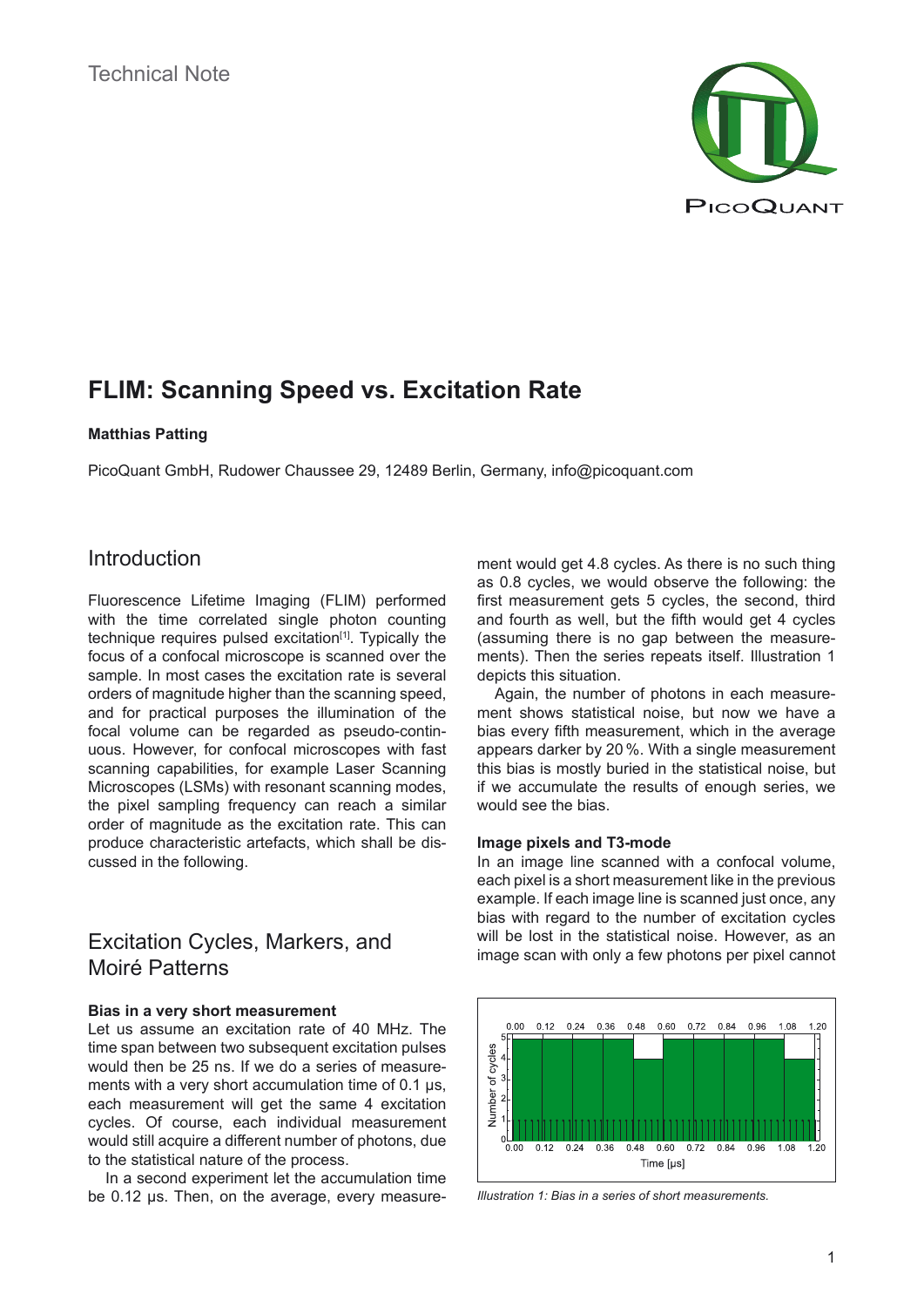Technical Note

# FLIM: Scanning Speed vs. Excitation Rate

**Matthias Patting**

PicoQuant GmbH, Rudower Chaussee 29, 12489 Berlin, Germany, info@picoquant.com

## Introduction

Fluorescence Lifetime Imaging (FLIM) performed with the time correlated single photon counting technique requires pulsed excitation[1]. Typically the focus of a confocal microscope is scanned over the sample. In most cases the excitation rate is several orders of magnitude higher than the scanning speed, and for practical purposes the illumination of the focal volume can be regarded as pseudo-continuous. However, for confocal microscopes with fast scanning capabilities, for example Laser Scanning Microscopes (LSMs) with resonant scanning modes, the pixel sampling frequency can reach a similar order of magnitude as the excitation rate. This can produce characteristic artefacts, which shall be discussed in the following.

## Excitation Cycles, Markers, and Moiré Patterns

### Bias in a very short measurement

Let us assume an excitation rate of 40 MHz. The time span between two subsequent excitation pulses would then be 25 ns. If we do a series of measurements with a very short accumulation time of 0.1 µs, each measurement will get the same 4 excitation cycles. Of course, each individual measurement would still acquire a different number of photons, due to the statistical nature of the process.

In a second experiment let the accumulation time be 0.12 µs. Then, on the average, every measurement would get 4.8 cycles. As there is no such thing as 0.8 cycles, we would observe the following: the first measurement gets 5 cycles, the second, third and fourth as well, but the fifth would get 4 cycles (assuming there is no gap between the measurements). Then the series repeats itself. Illustration 1 depicts this situation.

Again, the number of photons in each measurement shows statistical noise, but now we have a bias every fifth measurement, which in the average appears darker by 20 %. With a single measurement this bias is mostly buried in the statistical noise, but if we accumulate the results of enough series, we would see the bias.

### Image pixels and T3-mode

In an image line scanned with a confocal volume, each pixel is a short measurement like in the previous example. If each image line is scanned just once, any bias with regard to the number of excitation cycles will be lost in the statistical noise. However, as an image scan with only a few photons per pixel cannot

*Illustration 1: Bias in a series of short measurements.*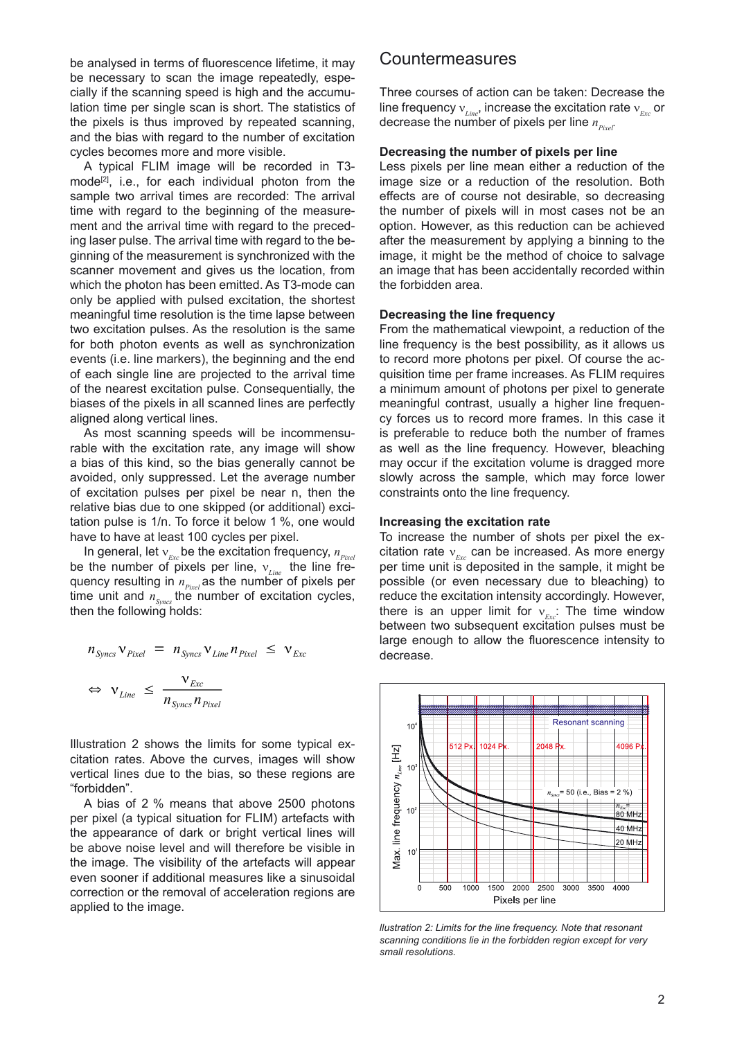be analysed in terms of fluorescence lifetime, it may be necessary to scan the image repeatedly, especially if the scanning speed is high and the accumulation time per single scan is short. The statistics of the pixels is thus improved by repeated scanning, and the bias with regard to the number of excitation cycles becomes more and more visible.

A typical FLIM image will be recorded in T3-mode[2], i.e., for each individual photon from the sample two arrival times are recorded: The arrival time with regard to the beginning of the measurement and the arrival time with regard to the preceding laser pulse. The arrival time with regard to the beginning of the measurement is synchronized with the scanner movement and gives us the location, from which the photon has been emitted. As T3-mode can only be applied with pulsed excitation, the shortest meaningful time resolution is the time lapse between two excitation pulses. As the resolution is the same for both photon events as well as synchronization events (i.e. line markers), the beginning and the end of each single line are projected to the arrival time of the nearest excitation pulse. Consequentially, the biases of the pixels in all scanned lines are perfectly aligned along vertical lines.

As most scanning speeds will be incommensurable with the excitation rate, any image will show a bias of this kind, so the bias generally cannot be avoided, only suppressed. Let the average number of excitation pulses per pixel be near n, then the relative bias due to one skipped (or additional) excitation pulse is 1/n. To force it below 1 %, one would have to have at least 100 cycles per pixel.

In general, let $\nu_{Exc}$ be the excitation frequency, $n_{Pixel}$ be the number of pixels per line, $\nu_{Line}$ the line frequency resulting in $n_{Pixel}$ as the number of pixels per time unit and $n_{Syncs}$ the number of excitation cycles, then the following holds:

$$n_{Syncs}\,\nu_{Pixel} = n_{Syncs}\,\nu_{Line}\,n_{Pixel} \leq \nu_{Exc}$$

$$\Leftrightarrow \quad \nu_{Line} \leq \frac{\nu_{Exc}}{n_{Syncs}\,n_{Pixel}}$$

Illustration 2 shows the limits for some typical excitation rates. Above the curves, images will show vertical lines due to the bias, so these regions are "forbidden".

A bias of 2 % means that above 2500 photons per pixel (a typical situation for FLIM) artefacts with the appearance of dark or bright vertical lines will be above noise level and will therefore be visible in the image. The visibility of the artefacts will appear even sooner if additional measures like a sinusoidal correction or the removal of acceleration regions are applied to the image.

## Countermeasures

Three courses of action can be taken: Decrease the line frequency $\nu_{Line}$, increase the excitation rate $\nu_{Exc}$ or decrease the number of pixels per line $n_{Pixel}$.

**Decreasing the number of pixels per line**

Less pixels per line mean either a reduction of the image size or a reduction of the resolution. Both effects are of course not desirable, so decreasing the number of pixels will in most cases not be an option. However, as this reduction can be achieved after the measurement by applying a binning to the image, it might be the method of choice to salvage an image that has been accidentally recorded within the forbidden area.

**Decreasing the line frequency**

From the mathematical viewpoint, a reduction of the line frequency is the best possibility, as it allows us to record more photons per pixel. Of course the acquisition time per frame increases. As FLIM requires a minimum amount of photons per pixel to generate meaningful contrast, usually a higher line frequency forces us to record more frames. In this case it is preferable to reduce both the number of frames as well as the line frequency. However, bleaching may occur if the excitation volume is dragged more slowly across the sample, which may force lower constraints onto the line frequency.

**Increasing the excitation rate**

To increase the number of shots per pixel the excitation rate $\nu_{Exc}$ can be increased. As more energy per time unit is deposited in the sample, it might be possible (or even necessary due to bleaching) to reduce the excitation intensity accordingly. However, there is an upper limit for $\nu_{Exc}$: The time window between two subsequent excitation pulses must be large enough to allow the fluorescence intensity to decrease.

*Ilustration 2: Limits for the line frequency. Note that resonant scanning conditions lie in the forbidden region except for very small resolutions.*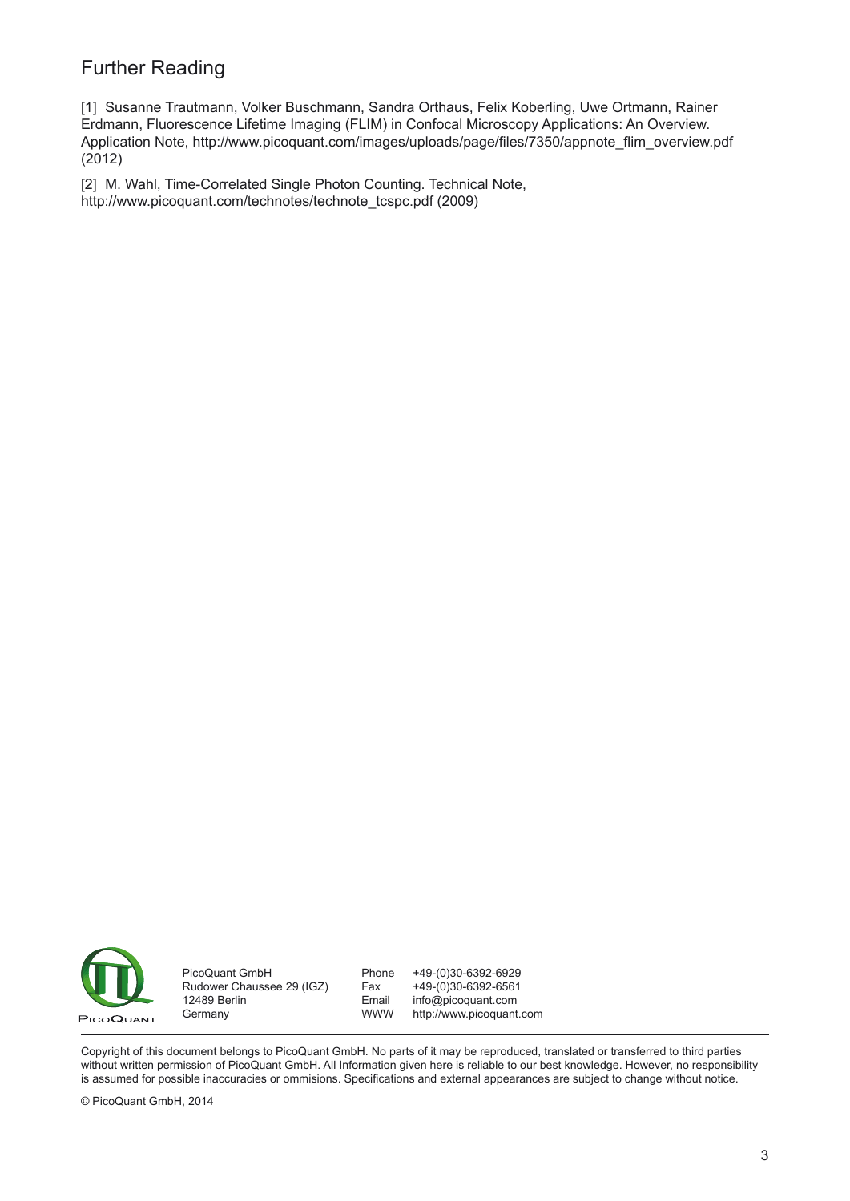# Further Reading

[1] Susanne Trautmann, Volker Buschmann, Sandra Orthaus, Felix Koberling, Uwe Ortmann, Rainer Erdmann, Fluorescence Lifetime Imaging (FLIM) in Confocal Microscopy Applications: An Overview. Application Note, http://www.picoquant.com/images/uploads/page/files/7350/appnote_flim_overview.pdf (2012)

[2] M. Wahl, Time-Correlated Single Photon Counting. Technical Note, http://www.picoquant.com/technotes/technote_tcspc.pdf (2009)

PicoQuant GmbH
Rudower Chaussee 29 (IGZ)
12489 Berlin
Germany

Phone +49-(0)30-6392-6929
Fax +49-(0)30-6392-6561
Email info@picoquant.com
WWW http://www.picoquant.com

Copyright of this document belongs to PicoQuant GmbH. No parts of it may be reproduced, translated or transferred to third parties without written permission of PicoQuant GmbH. All Information given here is reliable to our best knowledge. However, no responsibility is assumed for possible inaccuracies or ommisions. Specifications and external appearances are subject to change without notice.

© PicoQuant GmbH, 2014